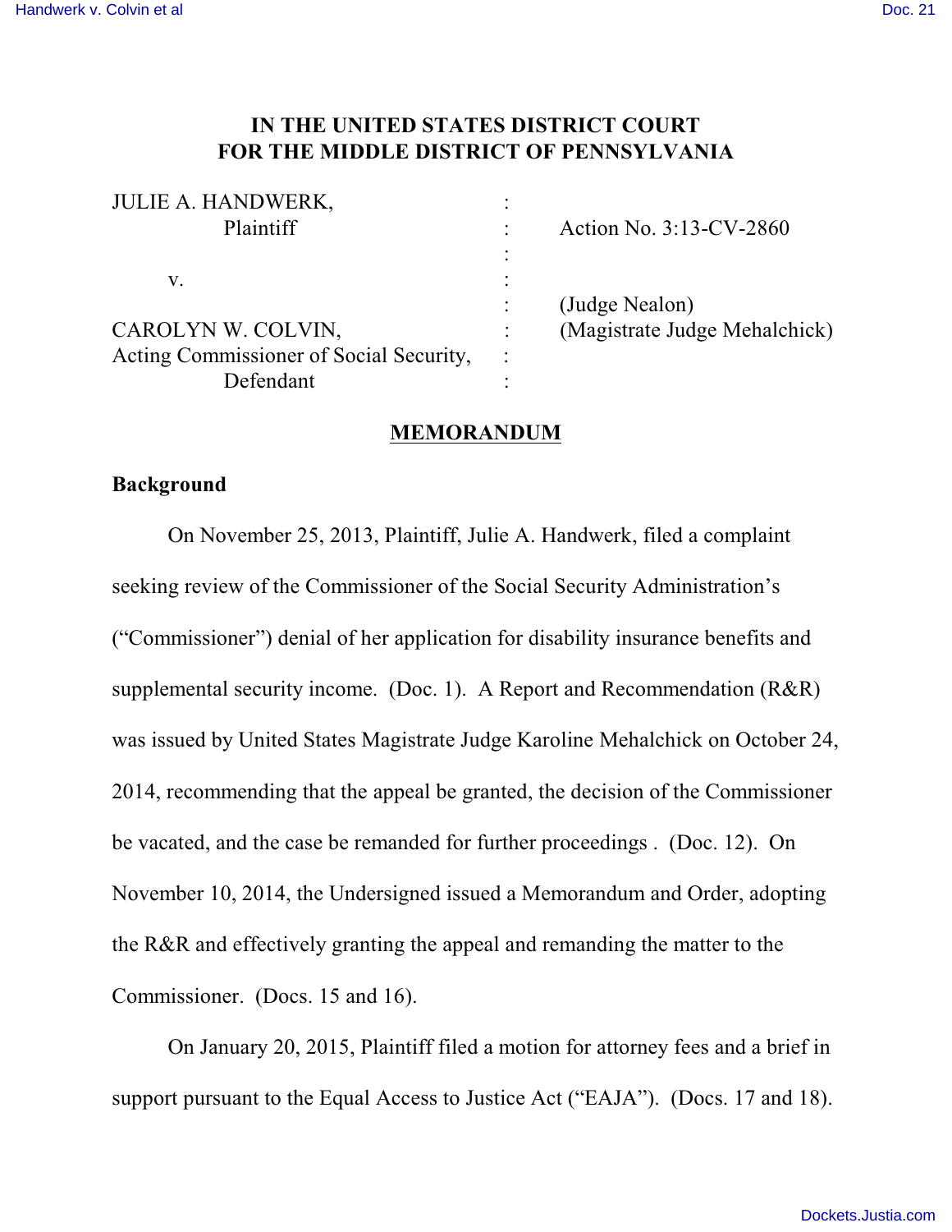# IN THE UNITED STATES DISTRICT COURT
# FOR THE MIDDLE DISTRICT OF PENNSYLVANIA

| | | |
|---|---|---|
| JULIE A. HANDWERK, | : | |
| Plaintiff | : | Action No. 3:13-CV-2860 |
| | : | |
| v. | : | |
| | : | (Judge Nealon) |
| CAROLYN W. COLVIN, | : | (Magistrate Judge Mehalchick) |
| Acting Commissioner of Social Security, | : | |
| Defendant | : | |

## MEMORANDUM

### Background

On November 25, 2013, Plaintiff, Julie A. Handwerk, filed a complaint seeking review of the Commissioner of the Social Security Administration's ("Commissioner") denial of her application for disability insurance benefits and supplemental security income. (Doc. 1). A Report and Recommendation (R&R) was issued by United States Magistrate Judge Karoline Mehalchick on October 24, 2014, recommending that the appeal be granted, the decision of the Commissioner be vacated, and the case be remanded for further proceedings . (Doc. 12). On November 10, 2014, the Undersigned issued a Memorandum and Order, adopting the R&R and effectively granting the appeal and remanding the matter to the Commissioner. (Docs. 15 and 16).

On January 20, 2015, Plaintiff filed a motion for attorney fees and a brief in support pursuant to the Equal Access to Justice Act ("EAJA"). (Docs. 17 and 18).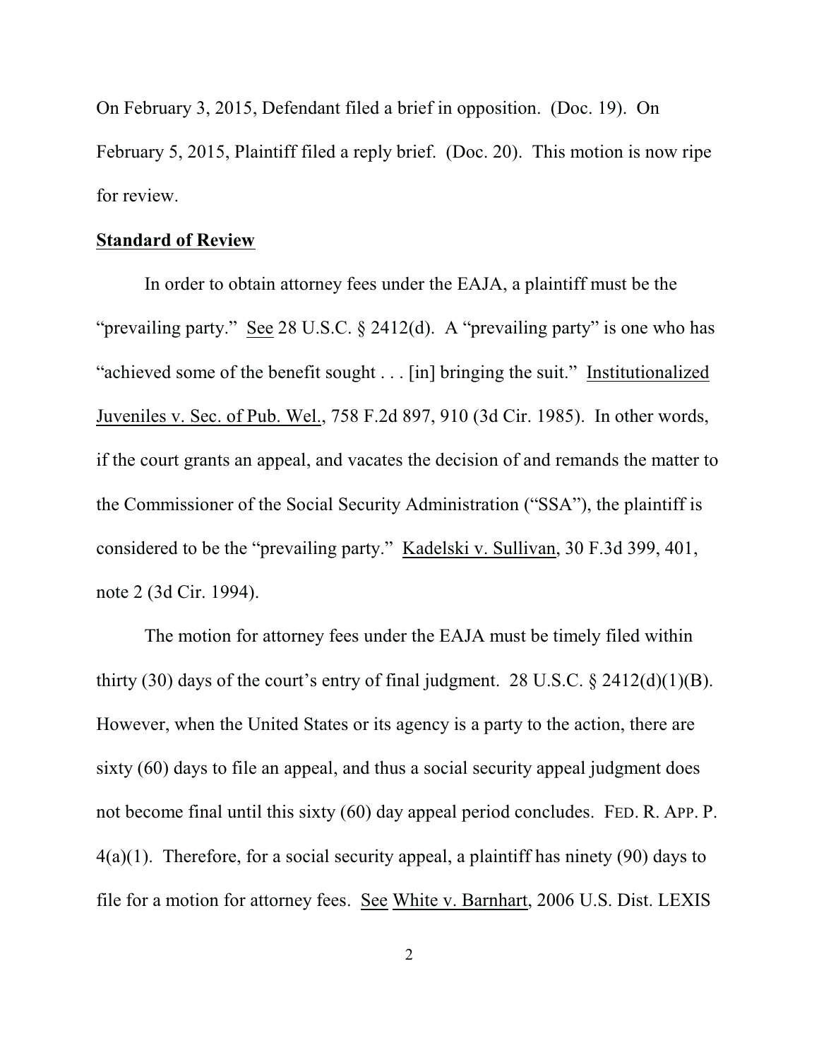On February 3, 2015, Defendant filed a brief in opposition. (Doc. 19). On February 5, 2015, Plaintiff filed a reply brief. (Doc. 20). This motion is now ripe for review.

**Standard of Review**

In order to obtain attorney fees under the EAJA, a plaintiff must be the "prevailing party." See 28 U.S.C. § 2412(d). A "prevailing party" is one who has "achieved some of the benefit sought . . . [in] bringing the suit." Institutionalized Juveniles v. Sec. of Pub. Wel., 758 F.2d 897, 910 (3d Cir. 1985). In other words, if the court grants an appeal, and vacates the decision of and remands the matter to the Commissioner of the Social Security Administration ("SSA"), the plaintiff is considered to be the "prevailing party." Kadelski v. Sullivan, 30 F.3d 399, 401, note 2 (3d Cir. 1994).

The motion for attorney fees under the EAJA must be timely filed within thirty (30) days of the court's entry of final judgment. 28 U.S.C. § 2412(d)(1)(B). However, when the United States or its agency is a party to the action, there are sixty (60) days to file an appeal, and thus a social security appeal judgment does not become final until this sixty (60) day appeal period concludes. FED. R. APP. P. 4(a)(1). Therefore, for a social security appeal, a plaintiff has ninety (90) days to file for a motion for attorney fees. See White v. Barnhart, 2006 U.S. Dist. LEXIS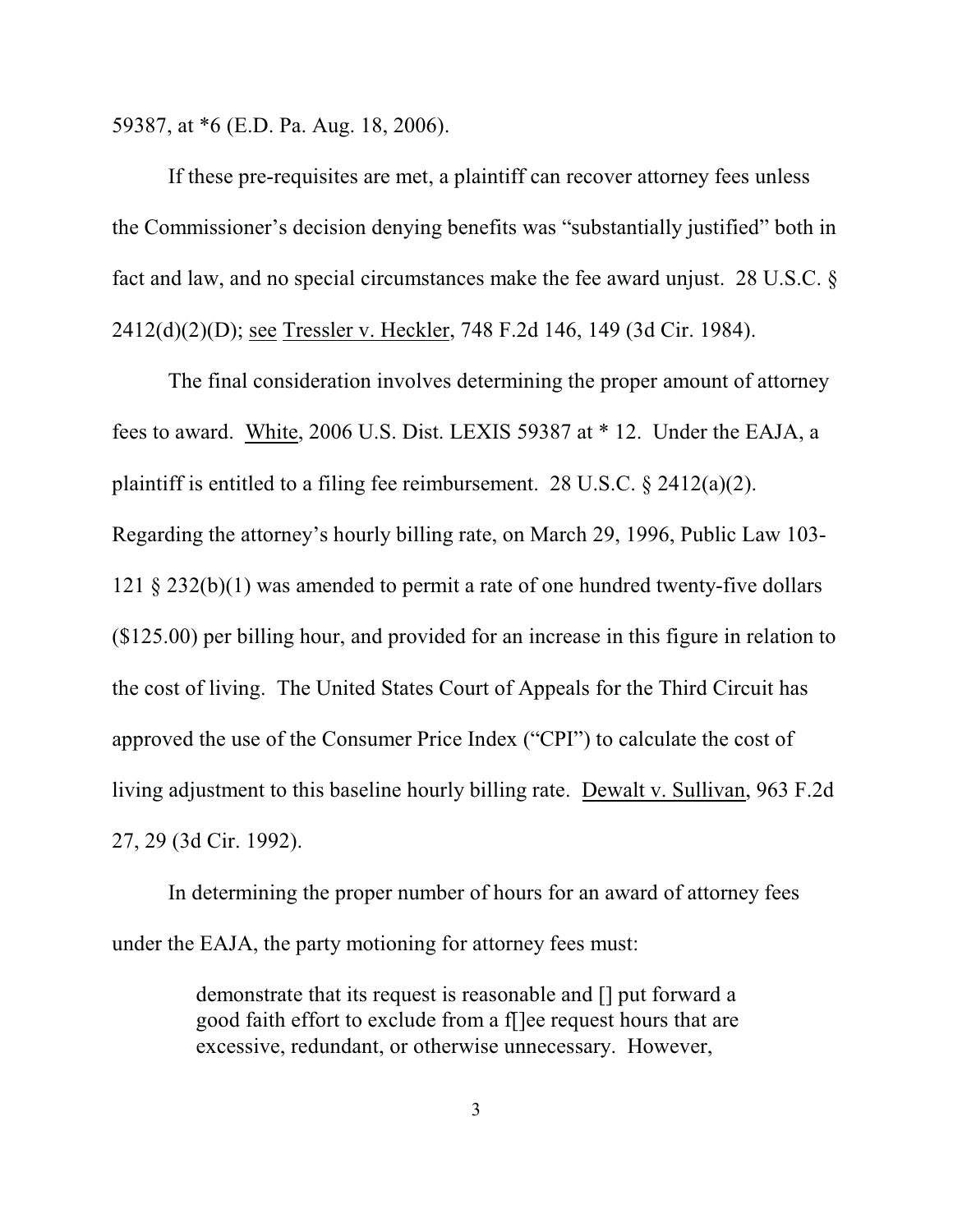59387, at *6 (E.D. Pa. Aug. 18, 2006).

If these pre-requisites are met, a plaintiff can recover attorney fees unless the Commissioner's decision denying benefits was "substantially justified" both in fact and law, and no special circumstances make the fee award unjust. 28 U.S.C. § 2412(d)(2)(D); see Tressler v. Heckler, 748 F.2d 146, 149 (3d Cir. 1984).

The final consideration involves determining the proper amount of attorney fees to award. White, 2006 U.S. Dist. LEXIS 59387 at * 12. Under the EAJA, a plaintiff is entitled to a filing fee reimbursement. 28 U.S.C. § 2412(a)(2). Regarding the attorney's hourly billing rate, on March 29, 1996, Public Law 103-121 § 232(b)(1) was amended to permit a rate of one hundred twenty-five dollars ($125.00) per billing hour, and provided for an increase in this figure in relation to the cost of living. The United States Court of Appeals for the Third Circuit has approved the use of the Consumer Price Index ("CPI") to calculate the cost of living adjustment to this baseline hourly billing rate. Dewalt v. Sullivan, 963 F.2d 27, 29 (3d Cir. 1992).

In determining the proper number of hours for an award of attorney fees under the EAJA, the party motioning for attorney fees must:

> demonstrate that its request is reasonable and [] put forward a good faith effort to exclude from a f[]ee request hours that are excessive, redundant, or otherwise unnecessary. However,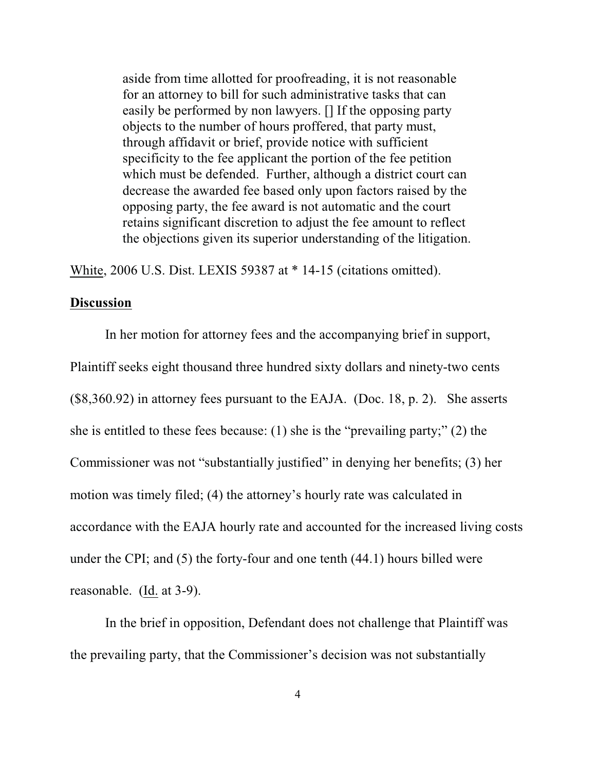> aside from time allotted for proofreading, it is not reasonable for an attorney to bill for such administrative tasks that can easily be performed by non lawyers. [] If the opposing party objects to the number of hours proffered, that party must, through affidavit or brief, provide notice with sufficient specificity to the fee applicant the portion of the fee petition which must be defended. Further, although a district court can decrease the awarded fee based only upon factors raised by the opposing party, the fee award is not automatic and the court retains significant discretion to adjust the fee amount to reflect the objections given its superior understanding of the litigation.

White, 2006 U.S. Dist. LEXIS 59387 at * 14-15 (citations omitted).

**Discussion**

In her motion for attorney fees and the accompanying brief in support, Plaintiff seeks eight thousand three hundred sixty dollars and ninety-two cents ($8,360.92) in attorney fees pursuant to the EAJA. (Doc. 18, p. 2). She asserts she is entitled to these fees because: (1) she is the "prevailing party;" (2) the Commissioner was not "substantially justified" in denying her benefits; (3) her motion was timely filed; (4) the attorney's hourly rate was calculated in accordance with the EAJA hourly rate and accounted for the increased living costs under the CPI; and (5) the forty-four and one tenth (44.1) hours billed were reasonable. (Id. at 3-9).

In the brief in opposition, Defendant does not challenge that Plaintiff was the prevailing party, that the Commissioner's decision was not substantially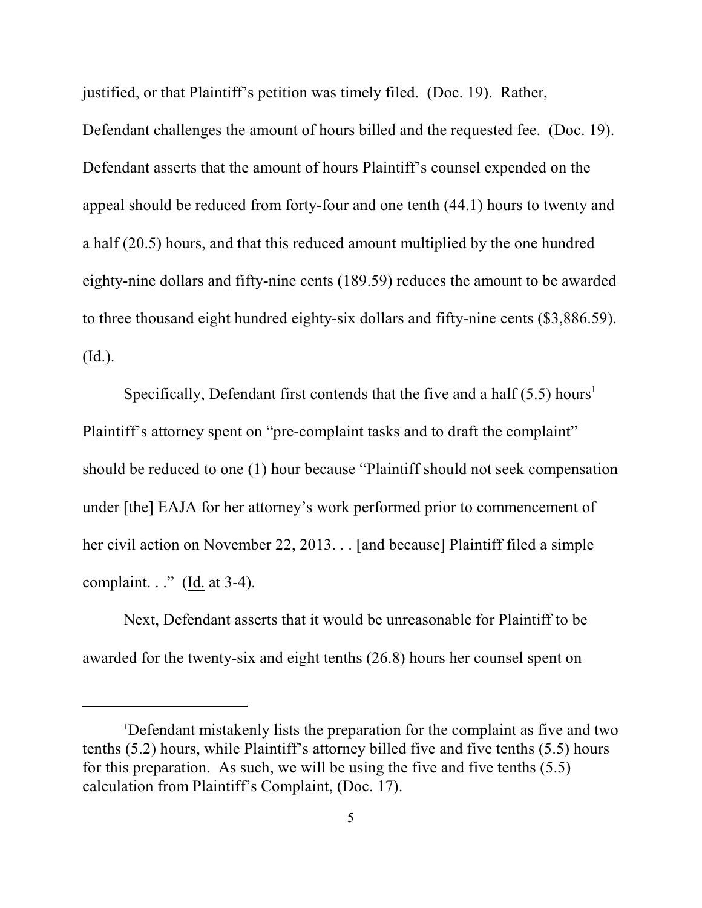justified, or that Plaintiff's petition was timely filed. (Doc. 19). Rather, Defendant challenges the amount of hours billed and the requested fee. (Doc. 19). Defendant asserts that the amount of hours Plaintiff's counsel expended on the appeal should be reduced from forty-four and one tenth (44.1) hours to twenty and a half (20.5) hours, and that this reduced amount multiplied by the one hundred eighty-nine dollars and fifty-nine cents (189.59) reduces the amount to be awarded to three thousand eight hundred eighty-six dollars and fifty-nine cents ($3,886.59). (Id.).

Specifically, Defendant first contends that the five and a half (5.5) hours[1] Plaintiff's attorney spent on "pre-complaint tasks and to draft the complaint" should be reduced to one (1) hour because "Plaintiff should not seek compensation under [the] EAJA for her attorney's work performed prior to commencement of her civil action on November 22, 2013. . . [and because] Plaintiff filed a simple complaint. . ." (Id. at 3-4).

Next, Defendant asserts that it would be unreasonable for Plaintiff to be awarded for the twenty-six and eight tenths (26.8) hours her counsel spent on

---

[1]Defendant mistakenly lists the preparation for the complaint as five and two tenths (5.2) hours, while Plaintiff's attorney billed five and five tenths (5.5) hours for this preparation. As such, we will be using the five and five tenths (5.5) calculation from Plaintiff's Complaint, (Doc. 17).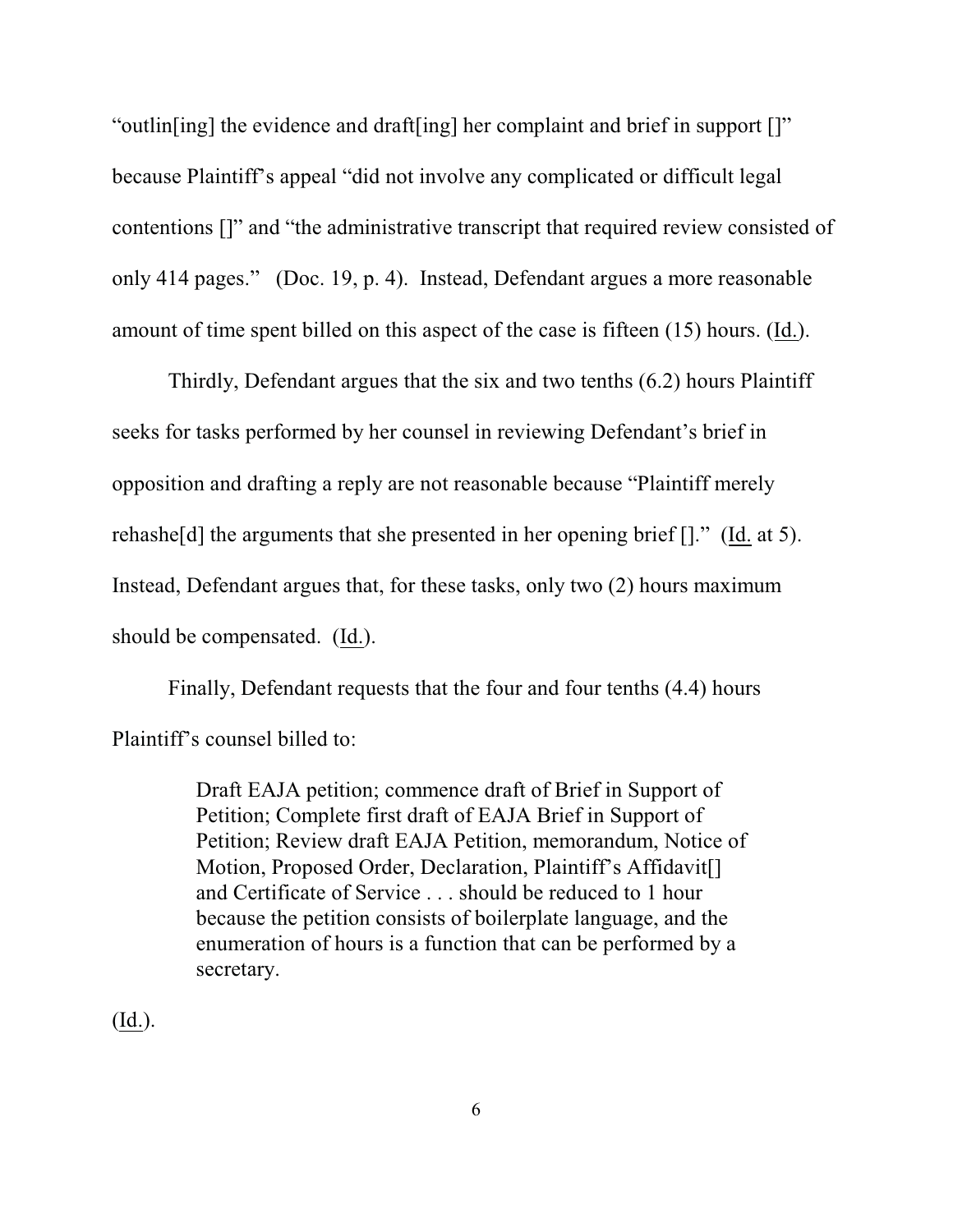"outlin[ing] the evidence and draft[ing] her complaint and brief in support []" because Plaintiff's appeal "did not involve any complicated or difficult legal contentions []" and "the administrative transcript that required review consisted of only 414 pages." (Doc. 19, p. 4). Instead, Defendant argues a more reasonable amount of time spent billed on this aspect of the case is fifteen (15) hours. (Id.).

Thirdly, Defendant argues that the six and two tenths (6.2) hours Plaintiff seeks for tasks performed by her counsel in reviewing Defendant's brief in opposition and drafting a reply are not reasonable because "Plaintiff merely rehashe[d] the arguments that she presented in her opening brief []." (Id. at 5). Instead, Defendant argues that, for these tasks, only two (2) hours maximum should be compensated. (Id.).

Finally, Defendant requests that the four and four tenths (4.4) hours Plaintiff's counsel billed to:

> Draft EAJA petition; commence draft of Brief in Support of Petition; Complete first draft of EAJA Brief in Support of Petition; Review draft EAJA Petition, memorandum, Notice of Motion, Proposed Order, Declaration, Plaintiff's Affidavit[] and Certificate of Service . . . should be reduced to 1 hour because the petition consists of boilerplate language, and the enumeration of hours is a function that can be performed by a secretary.

(Id.).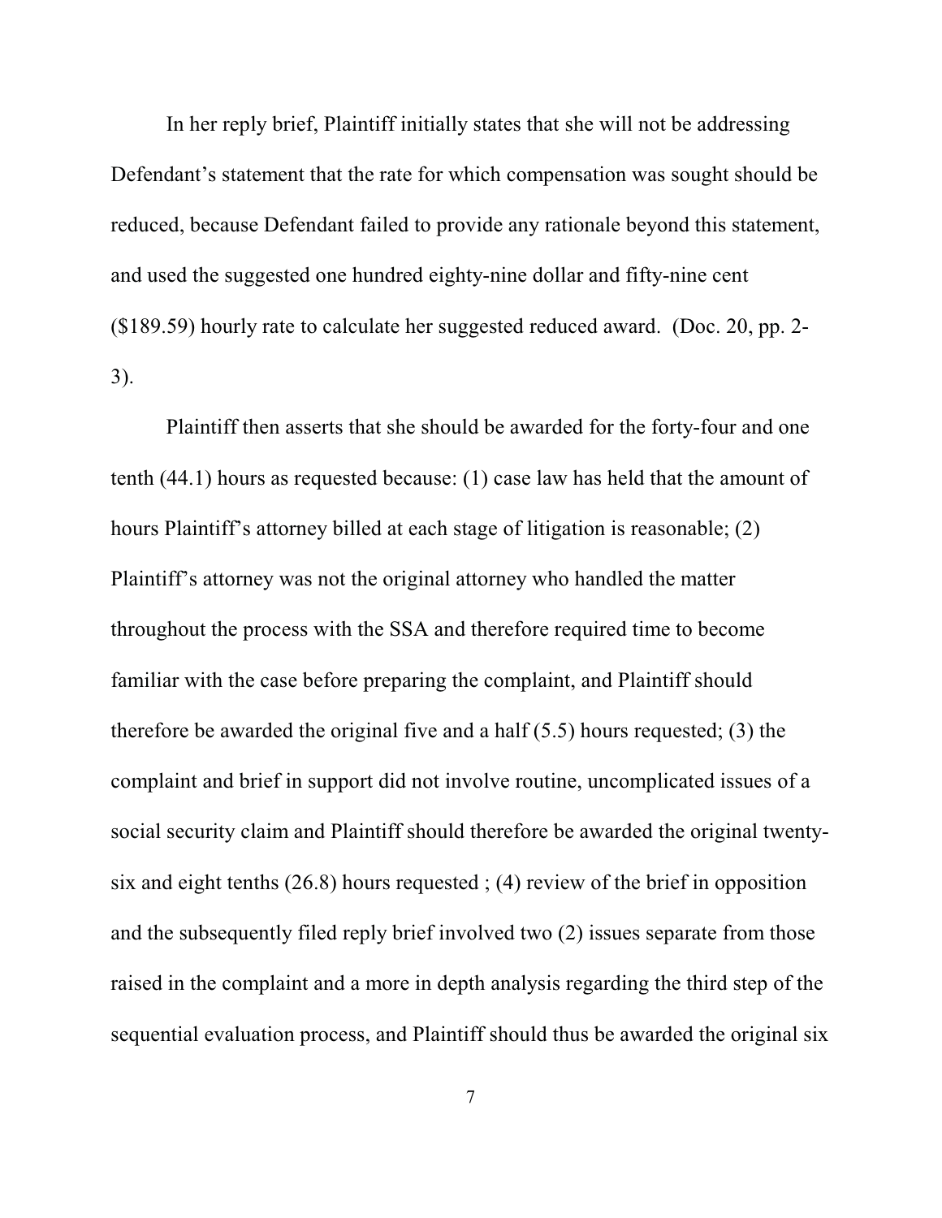In her reply brief, Plaintiff initially states that she will not be addressing Defendant's statement that the rate for which compensation was sought should be reduced, because Defendant failed to provide any rationale beyond this statement, and used the suggested one hundred eighty-nine dollar and fifty-nine cent ($189.59) hourly rate to calculate her suggested reduced award. (Doc. 20, pp. 2-3).

Plaintiff then asserts that she should be awarded for the forty-four and one tenth (44.1) hours as requested because: (1) case law has held that the amount of hours Plaintiff's attorney billed at each stage of litigation is reasonable; (2) Plaintiff's attorney was not the original attorney who handled the matter throughout the process with the SSA and therefore required time to become familiar with the case before preparing the complaint, and Plaintiff should therefore be awarded the original five and a half (5.5) hours requested; (3) the complaint and brief in support did not involve routine, uncomplicated issues of a social security claim and Plaintiff should therefore be awarded the original twenty-six and eight tenths (26.8) hours requested ; (4) review of the brief in opposition and the subsequently filed reply brief involved two (2) issues separate from those raised in the complaint and a more in depth analysis regarding the third step of the sequential evaluation process, and Plaintiff should thus be awarded the original six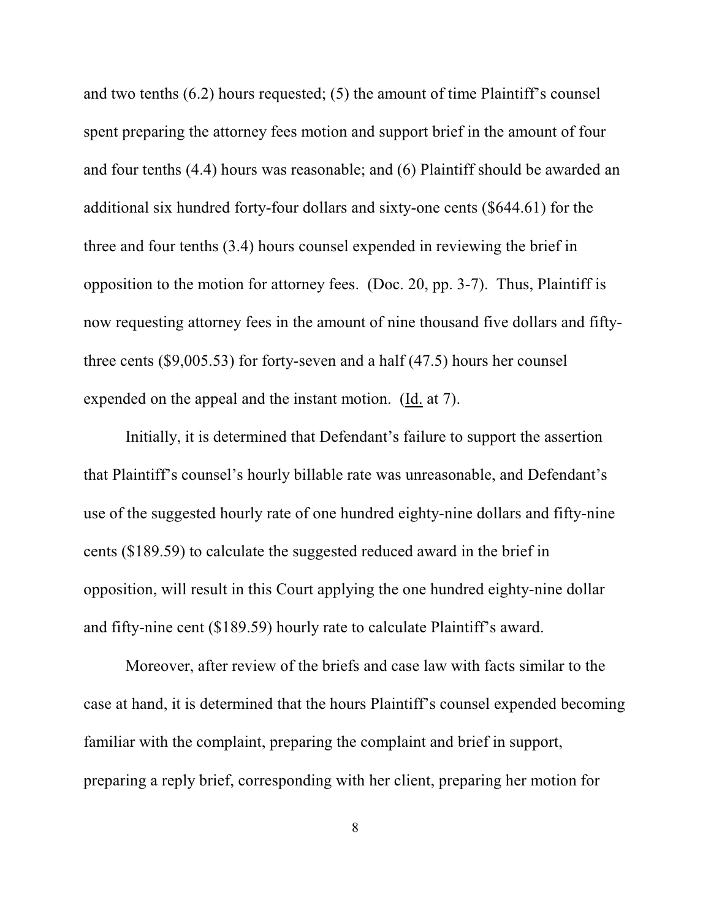and two tenths (6.2) hours requested; (5) the amount of time Plaintiff's counsel spent preparing the attorney fees motion and support brief in the amount of four and four tenths (4.4) hours was reasonable; and (6) Plaintiff should be awarded an additional six hundred forty-four dollars and sixty-one cents ($644.61) for the three and four tenths (3.4) hours counsel expended in reviewing the brief in opposition to the motion for attorney fees. (Doc. 20, pp. 3-7). Thus, Plaintiff is now requesting attorney fees in the amount of nine thousand five dollars and fifty-three cents ($9,005.53) for forty-seven and a half (47.5) hours her counsel expended on the appeal and the instant motion. (Id. at 7).

Initially, it is determined that Defendant's failure to support the assertion that Plaintiff's counsel's hourly billable rate was unreasonable, and Defendant's use of the suggested hourly rate of one hundred eighty-nine dollars and fifty-nine cents ($189.59) to calculate the suggested reduced award in the brief in opposition, will result in this Court applying the one hundred eighty-nine dollar and fifty-nine cent ($189.59) hourly rate to calculate Plaintiff's award.

Moreover, after review of the briefs and case law with facts similar to the case at hand, it is determined that the hours Plaintiff's counsel expended becoming familiar with the complaint, preparing the complaint and brief in support, preparing a reply brief, corresponding with her client, preparing her motion for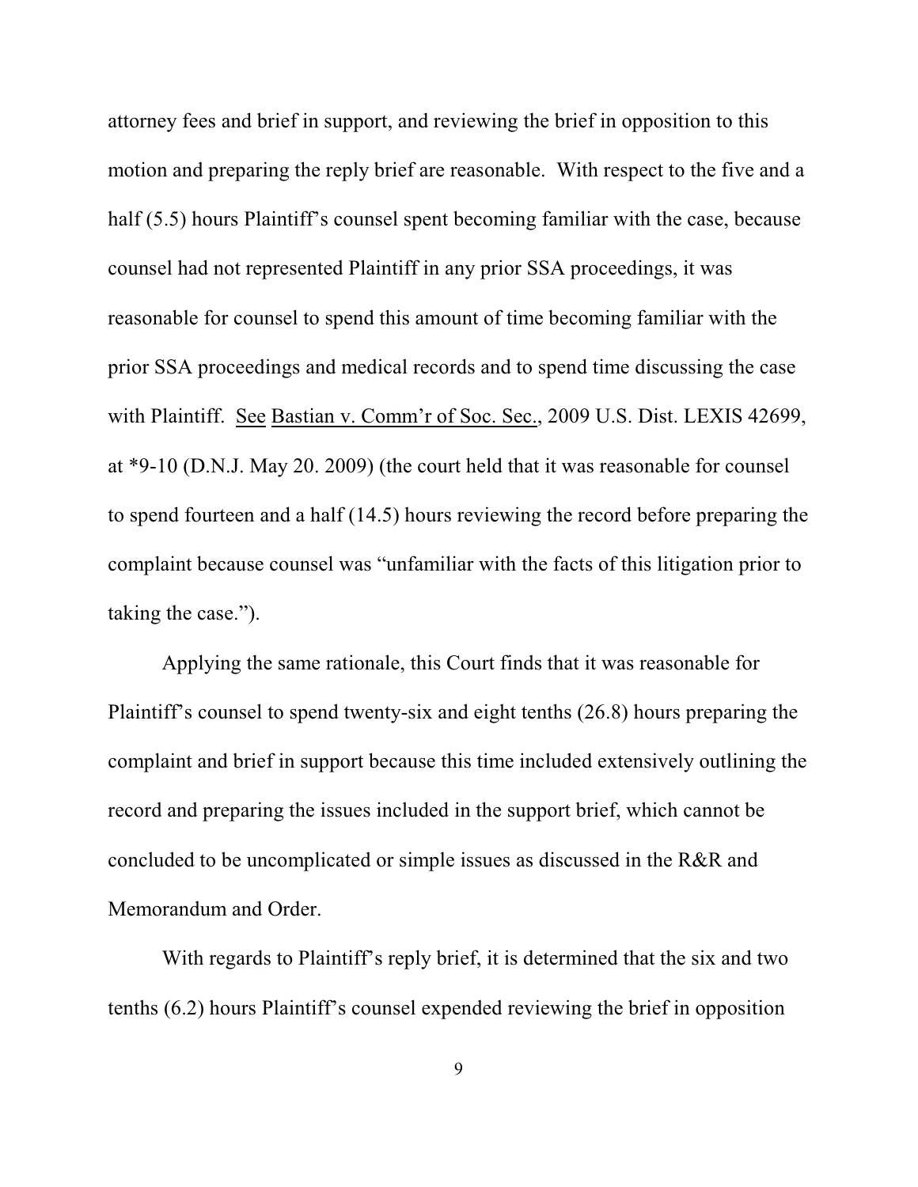attorney fees and brief in support, and reviewing the brief in opposition to this motion and preparing the reply brief are reasonable. With respect to the five and a half (5.5) hours Plaintiff's counsel spent becoming familiar with the case, because counsel had not represented Plaintiff in any prior SSA proceedings, it was reasonable for counsel to spend this amount of time becoming familiar with the prior SSA proceedings and medical records and to spend time discussing the case with Plaintiff. See Bastian v. Comm'r of Soc. Sec., 2009 U.S. Dist. LEXIS 42699, at *9-10 (D.N.J. May 20. 2009) (the court held that it was reasonable for counsel to spend fourteen and a half (14.5) hours reviewing the record before preparing the complaint because counsel was "unfamiliar with the facts of this litigation prior to taking the case.").

Applying the same rationale, this Court finds that it was reasonable for Plaintiff's counsel to spend twenty-six and eight tenths (26.8) hours preparing the complaint and brief in support because this time included extensively outlining the record and preparing the issues included in the support brief, which cannot be concluded to be uncomplicated or simple issues as discussed in the R&R and Memorandum and Order.

With regards to Plaintiff's reply brief, it is determined that the six and two tenths (6.2) hours Plaintiff's counsel expended reviewing the brief in opposition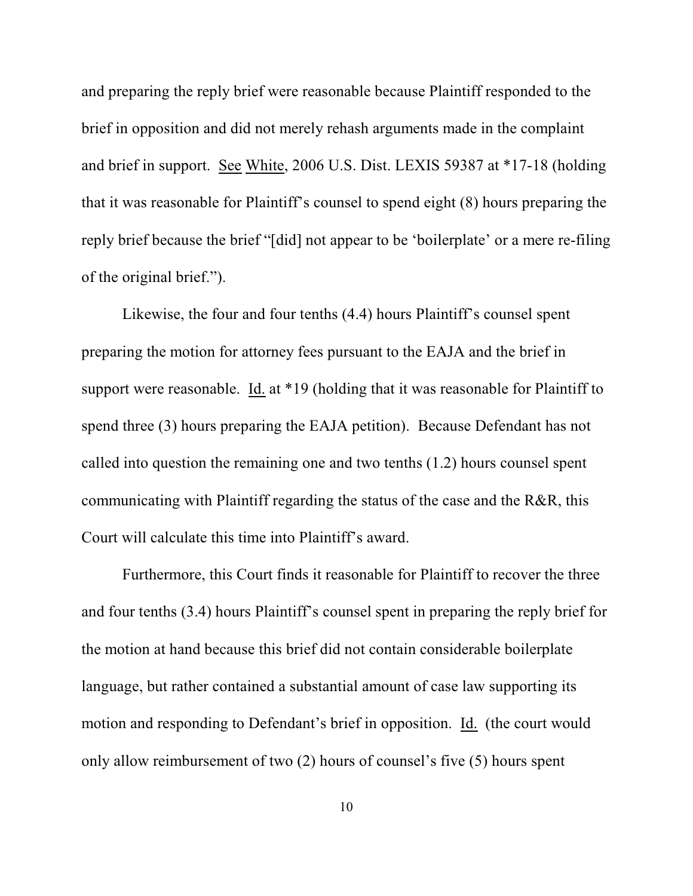and preparing the reply brief were reasonable because Plaintiff responded to the brief in opposition and did not merely rehash arguments made in the complaint and brief in support. See White, 2006 U.S. Dist. LEXIS 59387 at *17-18 (holding that it was reasonable for Plaintiff's counsel to spend eight (8) hours preparing the reply brief because the brief "[did] not appear to be 'boilerplate' or a mere re-filing of the original brief.").

Likewise, the four and four tenths (4.4) hours Plaintiff's counsel spent preparing the motion for attorney fees pursuant to the EAJA and the brief in support were reasonable. Id. at *19 (holding that it was reasonable for Plaintiff to spend three (3) hours preparing the EAJA petition). Because Defendant has not called into question the remaining one and two tenths (1.2) hours counsel spent communicating with Plaintiff regarding the status of the case and the R&R, this Court will calculate this time into Plaintiff's award.

Furthermore, this Court finds it reasonable for Plaintiff to recover the three and four tenths (3.4) hours Plaintiff's counsel spent in preparing the reply brief for the motion at hand because this brief did not contain considerable boilerplate language, but rather contained a substantial amount of case law supporting its motion and responding to Defendant's brief in opposition. Id. (the court would only allow reimbursement of two (2) hours of counsel's five (5) hours spent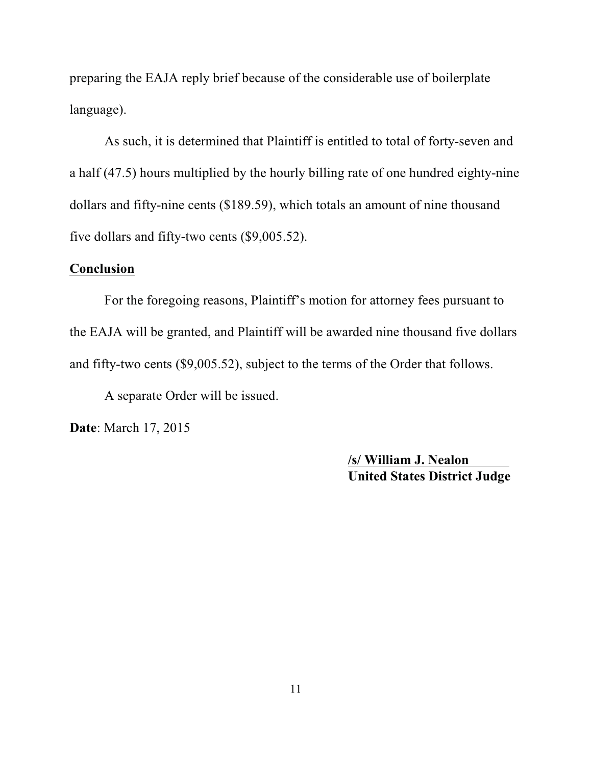preparing the EAJA reply brief because of the considerable use of boilerplate language).

As such, it is determined that Plaintiff is entitled to total of forty-seven and a half (47.5) hours multiplied by the hourly billing rate of one hundred eighty-nine dollars and fifty-nine cents ($189.59), which totals an amount of nine thousand five dollars and fifty-two cents ($9,005.52).

## Conclusion

For the foregoing reasons, Plaintiff's motion for attorney fees pursuant to the EAJA will be granted, and Plaintiff will be awarded nine thousand five dollars and fifty-two cents ($9,005.52), subject to the terms of the Order that follows.

A separate Order will be issued.

**Date**: March 17, 2015

**/s/ William J. Nealon**
**United States District Judge**